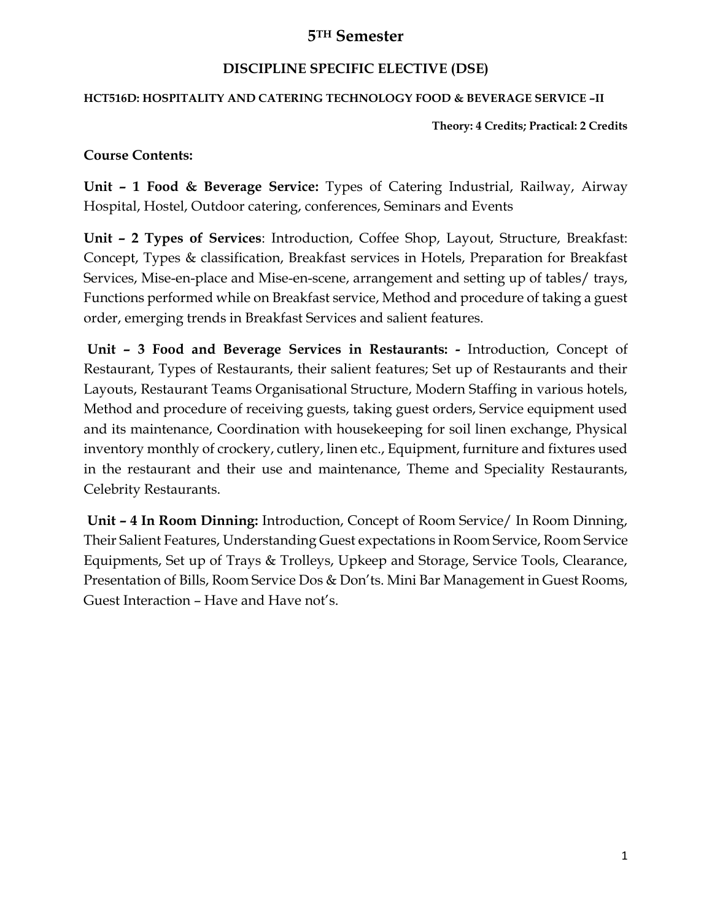# 5TH Semester

## DISCIPLINE SPECIFIC ELECTIVE (DSE)

### HCT516D: HOSPITALITY AND CATERING TECHNOLOGY FOOD & BEVERAGE SERVICE –II

**Theory: 4 Credits; Practical: 2 Credits**

**Course Contents:**

**Unit – 1 Food & Beverage Service:** Types of Catering Industrial, Railway, Airway Hospital, Hostel, Outdoor catering, conferences, Seminars and Events

**Unit – 2 Types of Services**: Introduction, Coffee Shop, Layout, Structure, Breakfast: Concept, Types & classification, Breakfast services in Hotels, Preparation for Breakfast Services, Mise-en-place and Mise-en-scene, arrangement and setting up of tables/ trays, Functions performed while on Breakfast service, Method and procedure of taking a guest order, emerging trends in Breakfast Services and salient features.

**Unit – 3 Food and Beverage Services in Restaurants: -** Introduction, Concept of Restaurant, Types of Restaurants, their salient features; Set up of Restaurants and their Layouts, Restaurant Teams Organisational Structure, Modern Staffing in various hotels, Method and procedure of receiving guests, taking guest orders, Service equipment used and its maintenance, Coordination with housekeeping for soil linen exchange, Physical inventory monthly of crockery, cutlery, linen etc., Equipment, furniture and fixtures used in the restaurant and their use and maintenance, Theme and Speciality Restaurants, Celebrity Restaurants.

**Unit – 4 In Room Dinning:** Introduction, Concept of Room Service/ In Room Dinning, Their Salient Features, Understanding Guest expectations in Room Service, Room Service Equipments, Set up of Trays & Trolleys, Upkeep and Storage, Service Tools, Clearance, Presentation of Bills, Room Service Dos & Don'ts. Mini Bar Management in Guest Rooms, Guest Interaction – Have and Have not's.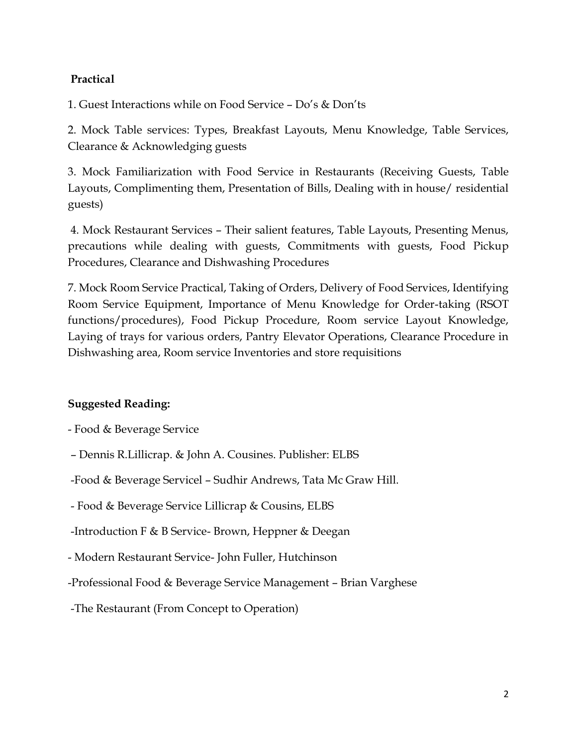**Practical**

1. Guest Interactions while on Food Service – Do's & Don'ts

2. Mock Table services: Types, Breakfast Layouts, Menu Knowledge, Table Services, Clearance & Acknowledging guests

3. Mock Familiarization with Food Service in Restaurants (Receiving Guests, Table Layouts, Complimenting them, Presentation of Bills, Dealing with in house/ residential guests)

4. Mock Restaurant Services – Their salient features, Table Layouts, Presenting Menus, precautions while dealing with guests, Commitments with guests, Food Pickup Procedures, Clearance and Dishwashing Procedures

7. Mock Room Service Practical, Taking of Orders, Delivery of Food Services, Identifying Room Service Equipment, Importance of Menu Knowledge for Order-taking (RSOT functions/procedures), Food Pickup Procedure, Room service Layout Knowledge, Laying of trays for various orders, Pantry Elevator Operations, Clearance Procedure in Dishwashing area, Room service Inventories and store requisitions

**Suggested Reading:**

- Food & Beverage Service

– Dennis R.Lillicrap. & John A. Cousines. Publisher: ELBS

-Food & Beverage Servicel – Sudhir Andrews, Tata Mc Graw Hill.

- Food & Beverage Service Lillicrap & Cousins, ELBS

-Introduction F & B Service- Brown, Heppner & Deegan

- Modern Restaurant Service- John Fuller, Hutchinson

-Professional Food & Beverage Service Management – Brian Varghese

-The Restaurant (From Concept to Operation)